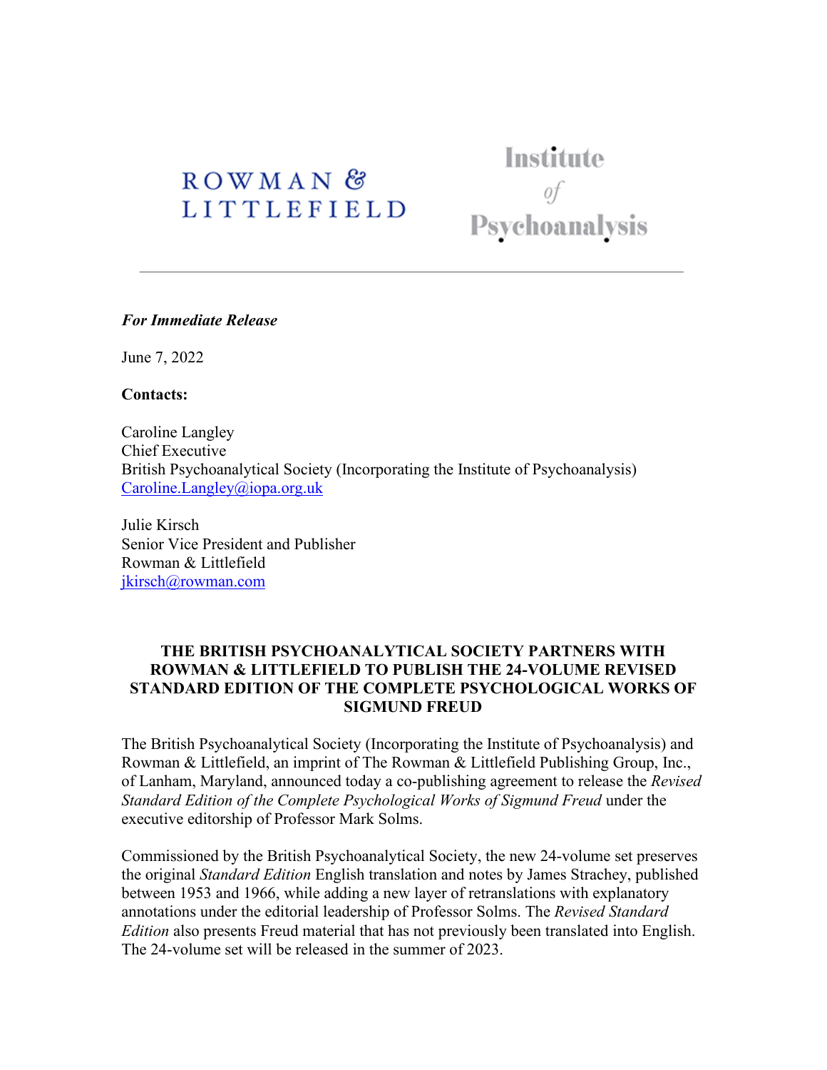ROWMAN & LITTLEFIELD

Institute of Psychoanalysis

---

***For Immediate Release***

June 7, 2022

**Contacts:**

Caroline Langley
Chief Executive
British Psychoanalytical Society (Incorporating the Institute of Psychoanalysis)
Caroline.Langley@iopa.org.uk

Julie Kirsch
Senior Vice President and Publisher
Rowman & Littlefield
jkirsch@rowman.com

**THE BRITISH PSYCHOANALYTICAL SOCIETY PARTNERS WITH ROWMAN & LITTLEFIELD TO PUBLISH THE 24-VOLUME REVISED STANDARD EDITION OF THE COMPLETE PSYCHOLOGICAL WORKS OF SIGMUND FREUD**

The British Psychoanalytical Society (Incorporating the Institute of Psychoanalysis) and Rowman & Littlefield, an imprint of The Rowman & Littlefield Publishing Group, Inc., of Lanham, Maryland, announced today a co-publishing agreement to release the *Revised Standard Edition of the Complete Psychological Works of Sigmund Freud* under the executive editorship of Professor Mark Solms.

Commissioned by the British Psychoanalytical Society, the new 24-volume set preserves the original *Standard Edition* English translation and notes by James Strachey, published between 1953 and 1966, while adding a new layer of retranslations with explanatory annotations under the editorial leadership of Professor Solms. The *Revised Standard Edition* also presents Freud material that has not previously been translated into English. The 24-volume set will be released in the summer of 2023.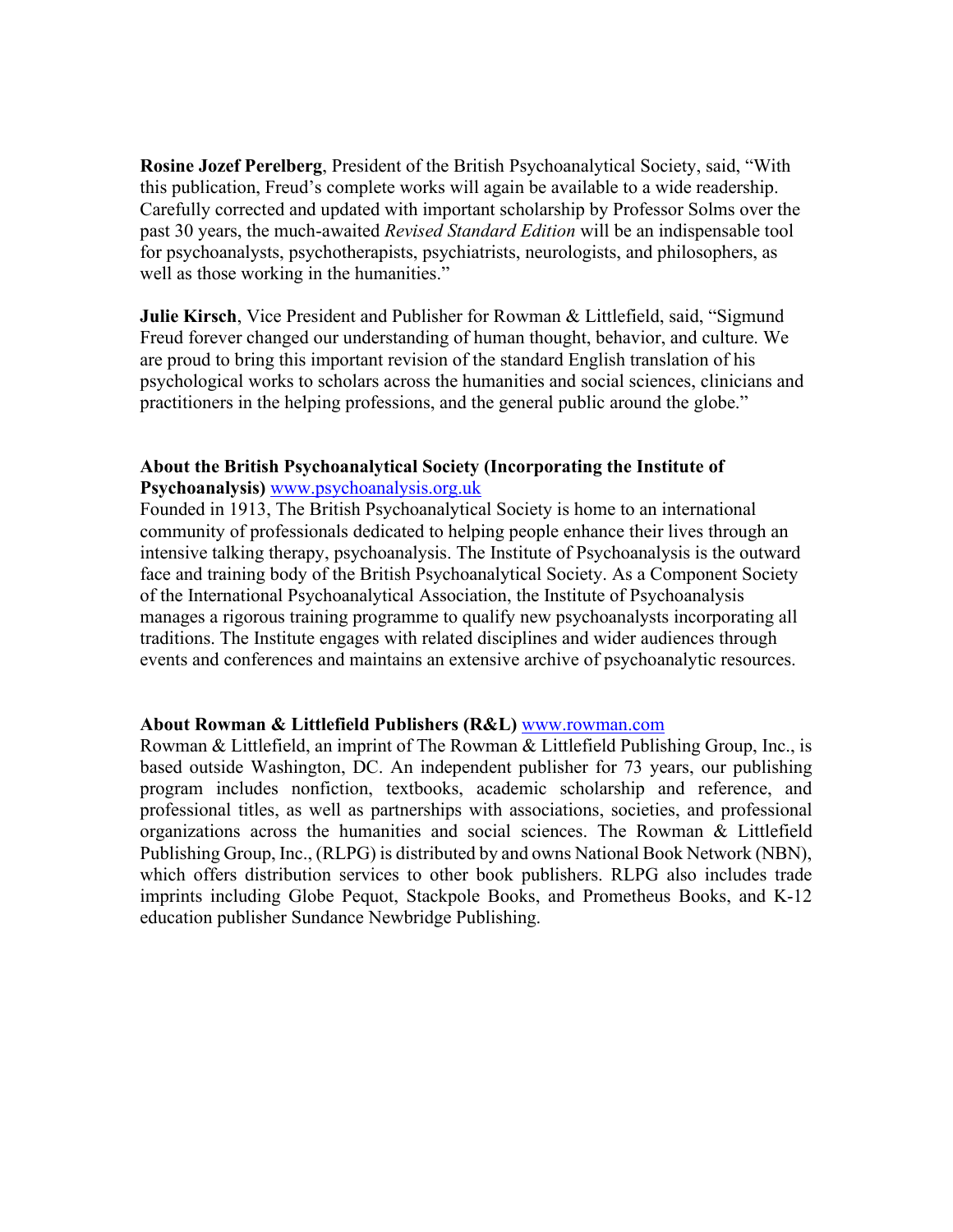**Rosine Jozef Perelberg**, President of the British Psychoanalytical Society, said, "With this publication, Freud's complete works will again be available to a wide readership. Carefully corrected and updated with important scholarship by Professor Solms over the past 30 years, the much-awaited *Revised Standard Edition* will be an indispensable tool for psychoanalysts, psychotherapists, psychiatrists, neurologists, and philosophers, as well as those working in the humanities."

**Julie Kirsch**, Vice President and Publisher for Rowman & Littlefield, said, "Sigmund Freud forever changed our understanding of human thought, behavior, and culture. We are proud to bring this important revision of the standard English translation of his psychological works to scholars across the humanities and social sciences, clinicians and practitioners in the helping professions, and the general public around the globe."

**About the British Psychoanalytical Society (Incorporating the Institute of Psychoanalysis)** www.psychoanalysis.org.uk

Founded in 1913, The British Psychoanalytical Society is home to an international community of professionals dedicated to helping people enhance their lives through an intensive talking therapy, psychoanalysis. The Institute of Psychoanalysis is the outward face and training body of the British Psychoanalytical Society. As a Component Society of the International Psychoanalytical Association, the Institute of Psychoanalysis manages a rigorous training programme to qualify new psychoanalysts incorporating all traditions. The Institute engages with related disciplines and wider audiences through events and conferences and maintains an extensive archive of psychoanalytic resources.

**About Rowman & Littlefield Publishers (R&L)** www.rowman.com

Rowman & Littlefield, an imprint of The Rowman & Littlefield Publishing Group, Inc., is based outside Washington, DC. An independent publisher for 73 years, our publishing program includes nonfiction, textbooks, academic scholarship and reference, and professional titles, as well as partnerships with associations, societies, and professional organizations across the humanities and social sciences. The Rowman & Littlefield Publishing Group, Inc., (RLPG) is distributed by and owns National Book Network (NBN), which offers distribution services to other book publishers. RLPG also includes trade imprints including Globe Pequot, Stackpole Books, and Prometheus Books, and K-12 education publisher Sundance Newbridge Publishing.